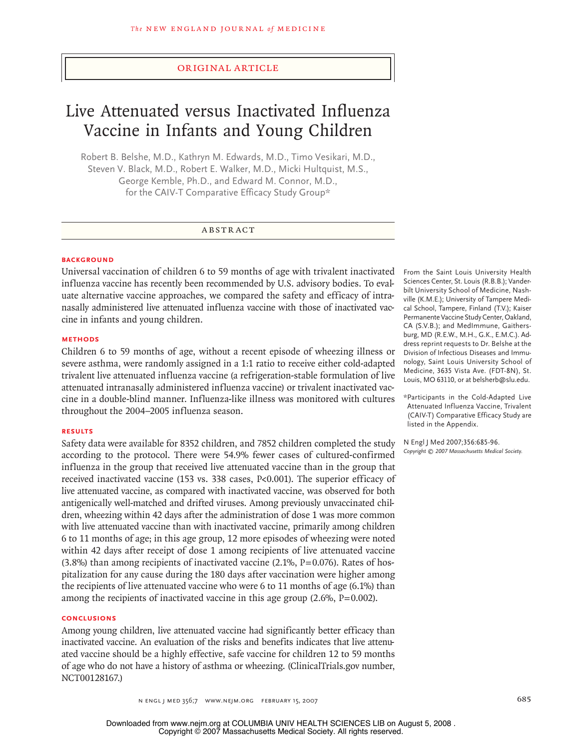ORIGINAL ARTICLE

# Live Attenuated versus Inactivated Influenza Vaccine in Infants and Young Children

Robert B. Belshe, M.D., Kathryn M. Edwards, M.D., Timo Vesikari, M.D., Steven V. Black, M.D., Robert E. Walker, M.D., Micki Hultquist, M.S., George Kemble, Ph.D., and Edward M. Connor, M.D., for the CAIV-T Comparative Efficacy Study Group*

## ABSTRACT

### BACKGROUND

Universal vaccination of children 6 to 59 months of age with trivalent inactivated influenza vaccine has recently been recommended by U.S. advisory bodies. To evaluate alternative vaccine approaches, we compared the safety and efficacy of intranasally administered live attenuated influenza vaccine with those of inactivated vaccine in infants and young children.

### METHODS

Children 6 to 59 months of age, without a recent episode of wheezing illness or severe asthma, were randomly assigned in a 1:1 ratio to receive either cold-adapted trivalent live attenuated influenza vaccine (a refrigeration-stable formulation of live attenuated intranasally administered influenza vaccine) or trivalent inactivated vaccine in a double-blind manner. Influenza-like illness was monitored with cultures throughout the 2004–2005 influenza season.

### RESULTS

Safety data were available for 8352 children, and 7852 children completed the study according to the protocol. There were 54.9% fewer cases of cultured-confirmed influenza in the group that received live attenuated vaccine than in the group that received inactivated vaccine (153 vs. 338 cases, P<0.001). The superior efficacy of live attenuated vaccine, as compared with inactivated vaccine, was observed for both antigenically well-matched and drifted viruses. Among previously unvaccinated children, wheezing within 42 days after the administration of dose 1 was more common with live attenuated vaccine than with inactivated vaccine, primarily among children 6 to 11 months of age; in this age group, 12 more episodes of wheezing were noted within 42 days after receipt of dose 1 among recipients of live attenuated vaccine (3.8%) than among recipients of inactivated vaccine (2.1%, P=0.076). Rates of hospitalization for any cause during the 180 days after vaccination were higher among the recipients of live attenuated vaccine who were 6 to 11 months of age (6.1%) than among the recipients of inactivated vaccine in this age group (2.6%, P=0.002).

### CONCLUSIONS

Among young children, live attenuated vaccine had significantly better efficacy than inactivated vaccine. An evaluation of the risks and benefits indicates that live attenuated vaccine should be a highly effective, safe vaccine for children 12 to 59 months of age who do not have a history of asthma or wheezing. (ClinicalTrials.gov number, NCT00128167.)

From the Saint Louis University Health Sciences Center, St. Louis (R.B.B.); Vanderbilt University School of Medicine, Nashville (K.M.E.); University of Tampere Medical School, Tampere, Finland (T.V.); Kaiser Permanente Vaccine Study Center, Oakland, CA (S.V.B.); and MedImmune, Gaithersburg, MD (R.E.W., M.H., G.K., E.M.C.). Address reprint requests to Dr. Belshe at the Division of Infectious Diseases and Immunology, Saint Louis University School of Medicine, 3635 Vista Ave. (FDT-8N), St. Louis, MO 63110, or at belsherb@slu.edu.

*Participants in the Cold-Adapted Live Attenuated Influenza Vaccine, Trivalent (CAIV-T) Comparative Efficacy Study are listed in the Appendix.

N Engl J Med 2007;356:685-96.
*Copyright © 2007 Massachusetts Medical Society.*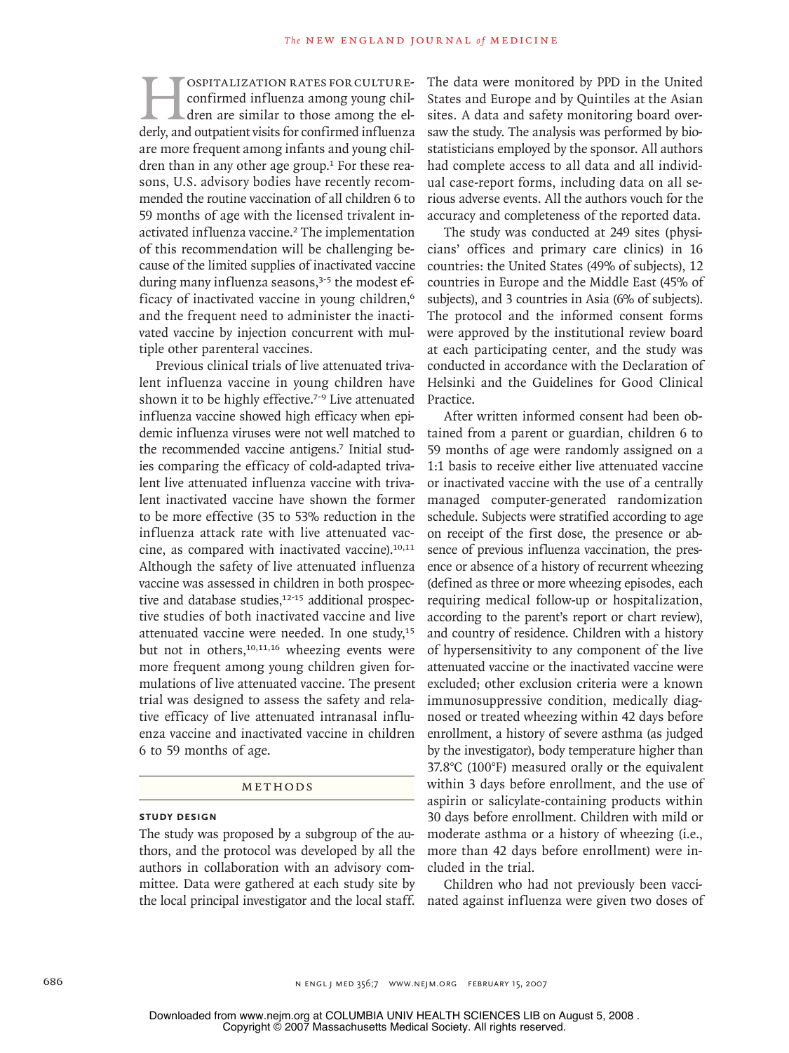Hospitalization rates for culture-confirmed influenza among young children are similar to those among the elderly, and outpatient visits for confirmed influenza are more frequent among infants and young children than in any other age group.[1] For these reasons, U.S. advisory bodies have recently recommended the routine vaccination of all children 6 to 59 months of age with the licensed trivalent inactivated influenza vaccine.[2] The implementation of this recommendation will be challenging because of the limited supplies of inactivated vaccine during many influenza seasons,[3-5] the modest efficacy of inactivated vaccine in young children,[6] and the frequent need to administer the inactivated vaccine by injection concurrent with multiple other parenteral vaccines.

Previous clinical trials of live attenuated trivalent influenza vaccine in young children have shown it to be highly effective.[7-9] Live attenuated influenza vaccine showed high efficacy when epidemic influenza viruses were not well matched to the recommended vaccine antigens.[7] Initial studies comparing the efficacy of cold-adapted trivalent live attenuated influenza vaccine with trivalent inactivated vaccine have shown the former to be more effective (35 to 53% reduction in the influenza attack rate with live attenuated vaccine, as compared with inactivated vaccine).[10,11] Although the safety of live attenuated influenza vaccine was assessed in children in both prospective and database studies,[12-15] additional prospective studies of both inactivated vaccine and live attenuated vaccine were needed. In one study,[15] but not in others,[10,11,16] wheezing events were more frequent among young children given formulations of live attenuated vaccine. The present trial was designed to assess the safety and relative efficacy of live attenuated intranasal influenza vaccine and inactivated vaccine in children 6 to 59 months of age.

## Methods

### Study Design

The study was proposed by a subgroup of the authors, and the protocol was developed by all the authors in collaboration with an advisory committee. Data were gathered at each study site by the local principal investigator and the local staff. The data were monitored by PPD in the United States and Europe and by Quintiles at the Asian sites. A data and safety monitoring board oversaw the study. The analysis was performed by biostatisticians employed by the sponsor. All authors had complete access to all data and all individual case-report forms, including data on all serious adverse events. All the authors vouch for the accuracy and completeness of the reported data.

The study was conducted at 249 sites (physicians' offices and primary care clinics) in 16 countries: the United States (49% of subjects), 12 countries in Europe and the Middle East (45% of subjects), and 3 countries in Asia (6% of subjects). The protocol and the informed consent forms were approved by the institutional review board at each participating center, and the study was conducted in accordance with the Declaration of Helsinki and the Guidelines for Good Clinical Practice.

After written informed consent had been obtained from a parent or guardian, children 6 to 59 months of age were randomly assigned on a 1:1 basis to receive either live attenuated vaccine or inactivated vaccine with the use of a centrally managed computer-generated randomization schedule. Subjects were stratified according to age on receipt of the first dose, the presence or absence of previous influenza vaccination, the presence or absence of a history of recurrent wheezing (defined as three or more wheezing episodes, each requiring medical follow-up or hospitalization, according to the parent's report or chart review), and country of residence. Children with a history of hypersensitivity to any component of the live attenuated vaccine or the inactivated vaccine were excluded; other exclusion criteria were a known immunosuppressive condition, medically diagnosed or treated wheezing within 42 days before enrollment, a history of severe asthma (as judged by the investigator), body temperature higher than 37.8°C (100°F) measured orally or the equivalent within 3 days before enrollment, and the use of aspirin or salicylate-containing products within 30 days before enrollment. Children with mild or moderate asthma or a history of wheezing (i.e., more than 42 days before enrollment) were included in the trial.

Children who had not previously been vaccinated against influenza were given two doses of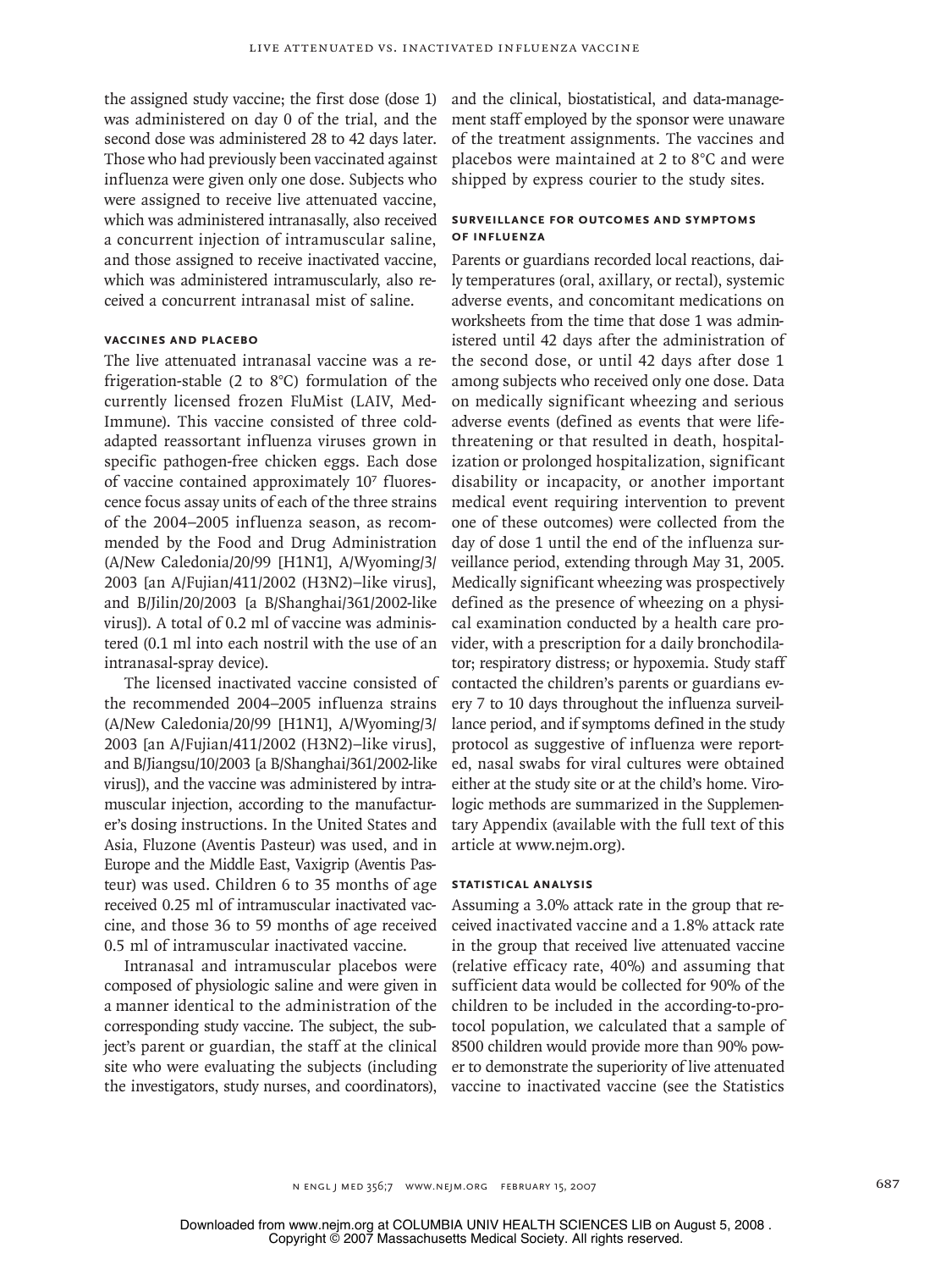the assigned study vaccine; the first dose (dose 1) was administered on day 0 of the trial, and the second dose was administered 28 to 42 days later. Those who had previously been vaccinated against influenza were given only one dose. Subjects who were assigned to receive live attenuated vaccine, which was administered intranasally, also received a concurrent injection of intramuscular saline, and those assigned to receive inactivated vaccine, which was administered intramuscularly, also received a concurrent intranasal mist of saline.

### Vaccines and Placebo

The live attenuated intranasal vaccine was a refrigeration-stable (2 to 8°C) formulation of the currently licensed frozen FluMist (LAIV, MedImmune). This vaccine consisted of three cold-adapted reassortant influenza viruses grown in specific pathogen-free chicken eggs. Each dose of vaccine contained approximately $10^7$ fluorescence focus assay units of each of the three strains of the 2004–2005 influenza season, as recommended by the Food and Drug Administration (A/New Caledonia/20/99 [H1N1], A/Wyoming/3/2003 [an A/Fujian/411/2002 (H3N2)–like virus], and B/Jilin/20/2003 [a B/Shanghai/361/2002-like virus]). A total of 0.2 ml of vaccine was administered (0.1 ml into each nostril with the use of an intranasal-spray device).

The licensed inactivated vaccine consisted of the recommended 2004–2005 influenza strains (A/New Caledonia/20/99 [H1N1], A/Wyoming/3/2003 [an A/Fujian/411/2002 (H3N2)–like virus], and B/Jiangsu/10/2003 [a B/Shanghai/361/2002-like virus]), and the vaccine was administered by intramuscular injection, according to the manufacturer's dosing instructions. In the United States and Asia, Fluzone (Aventis Pasteur) was used, and in Europe and the Middle East, Vaxigrip (Aventis Pasteur) was used. Children 6 to 35 months of age received 0.25 ml of intramuscular inactivated vaccine, and those 36 to 59 months of age received 0.5 ml of intramuscular inactivated vaccine.

Intranasal and intramuscular placebos were composed of physiologic saline and were given in a manner identical to the administration of the corresponding study vaccine. The subject, the subject's parent or guardian, the staff at the clinical site who were evaluating the subjects (including the investigators, study nurses, and coordinators), and the clinical, biostatistical, and data-management staff employed by the sponsor were unaware of the treatment assignments. The vaccines and placebos were maintained at 2 to 8°C and were shipped by express courier to the study sites.

### Surveillance for Outcomes and Symptoms of Influenza

Parents or guardians recorded local reactions, daily temperatures (oral, axillary, or rectal), systemic adverse events, and concomitant medications on worksheets from the time that dose 1 was administered until 42 days after the administration of the second dose, or until 42 days after dose 1 among subjects who received only one dose. Data on medically significant wheezing and serious adverse events (defined as events that were life-threatening or that resulted in death, hospitalization or prolonged hospitalization, significant disability or incapacity, or another important medical event requiring intervention to prevent one of these outcomes) were collected from the day of dose 1 until the end of the influenza surveillance period, extending through May 31, 2005. Medically significant wheezing was prospectively defined as the presence of wheezing on a physical examination conducted by a health care provider, with a prescription for a daily bronchodilator; respiratory distress; or hypoxemia. Study staff contacted the children's parents or guardians every 7 to 10 days throughout the influenza surveillance period, and if symptoms defined in the study protocol as suggestive of influenza were reported, nasal swabs for viral cultures were obtained either at the study site or at the child's home. Virologic methods are summarized in the Supplementary Appendix (available with the full text of this article at www.nejm.org).

### Statistical Analysis

Assuming a 3.0% attack rate in the group that received inactivated vaccine and a 1.8% attack rate in the group that received live attenuated vaccine (relative efficacy rate, 40%) and assuming that sufficient data would be collected for 90% of the children to be included in the according-to-protocol population, we calculated that a sample of 8500 children would provide more than 90% power to demonstrate the superiority of live attenuated vaccine to inactivated vaccine (see the Statistics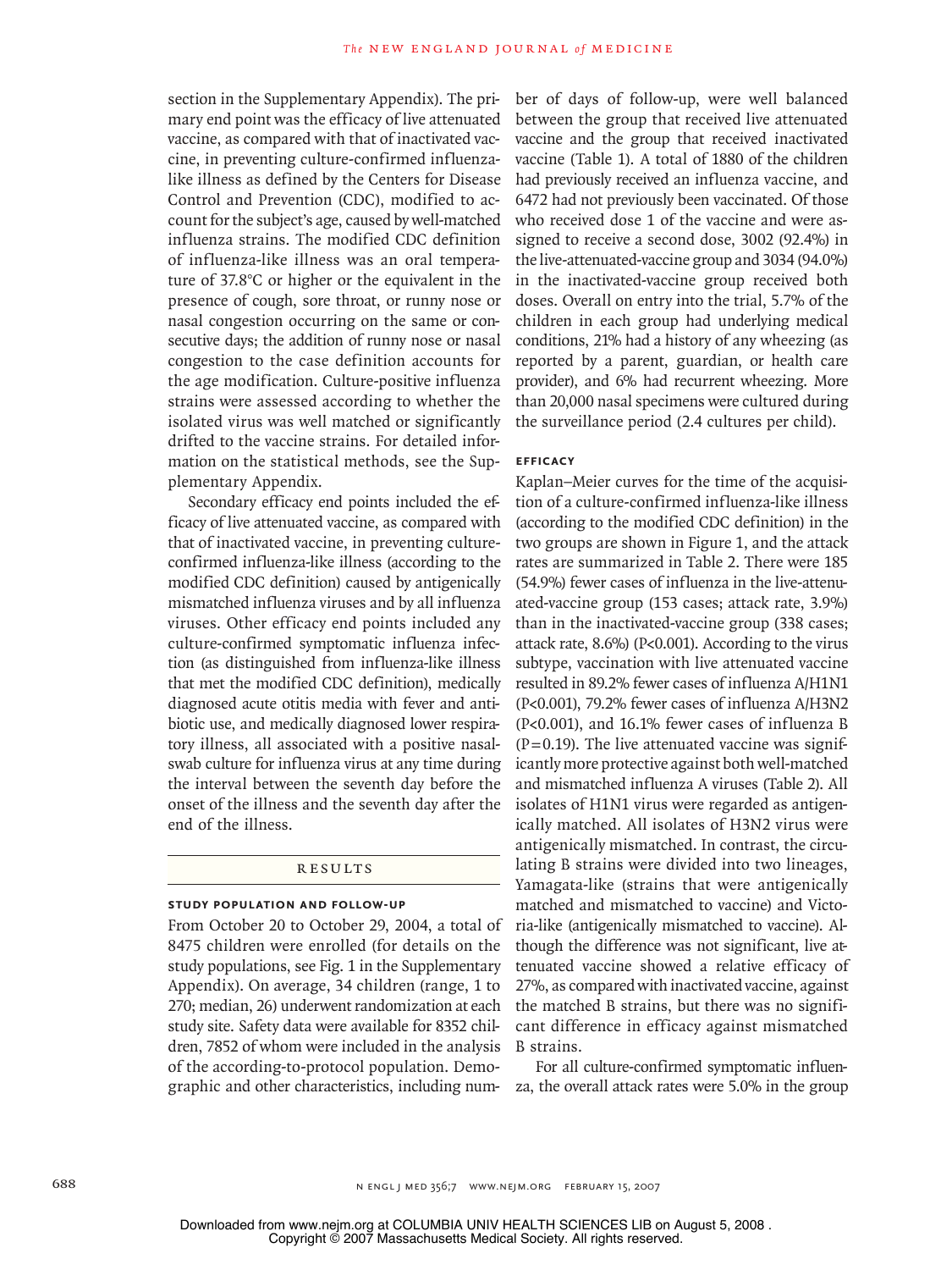section in the Supplementary Appendix). The primary end point was the efficacy of live attenuated vaccine, as compared with that of inactivated vaccine, in preventing culture-confirmed influenza-like illness as defined by the Centers for Disease Control and Prevention (CDC), modified to account for the subject's age, caused by well-matched influenza strains. The modified CDC definition of influenza-like illness was an oral temperature of 37.8°C or higher or the equivalent in the presence of cough, sore throat, or runny nose or nasal congestion occurring on the same or consecutive days; the addition of runny nose or nasal congestion to the case definition accounts for the age modification. Culture-positive influenza strains were assessed according to whether the isolated virus was well matched or significantly drifted to the vaccine strains. For detailed information on the statistical methods, see the Supplementary Appendix.

Secondary efficacy end points included the efficacy of live attenuated vaccine, as compared with that of inactivated vaccine, in preventing culture-confirmed influenza-like illness (according to the modified CDC definition) caused by antigenically mismatched influenza viruses and by all influenza viruses. Other efficacy end points included any culture-confirmed symptomatic influenza infection (as distinguished from influenza-like illness that met the modified CDC definition), medically diagnosed acute otitis media with fever and antibiotic use, and medically diagnosed lower respiratory illness, all associated with a positive nasal-swab culture for influenza virus at any time during the interval between the seventh day before the onset of the illness and the seventh day after the end of the illness.

## RESULTS

### STUDY POPULATION AND FOLLOW-UP

From October 20 to October 29, 2004, a total of 8475 children were enrolled (for details on the study populations, see Fig. 1 in the Supplementary Appendix). On average, 34 children (range, 1 to 270; median, 26) underwent randomization at each study site. Safety data were available for 8352 children, 7852 of whom were included in the analysis of the according-to-protocol population. Demographic and other characteristics, including number of days of follow-up, were well balanced between the group that received live attenuated vaccine and the group that received inactivated vaccine (Table 1). A total of 1880 of the children had previously received an influenza vaccine, and 6472 had not previously been vaccinated. Of those who received dose 1 of the vaccine and were assigned to receive a second dose, 3002 (92.4%) in the live-attenuated-vaccine group and 3034 (94.0%) in the inactivated-vaccine group received both doses. Overall on entry into the trial, 5.7% of the children in each group had underlying medical conditions, 21% had a history of any wheezing (as reported by a parent, guardian, or health care provider), and 6% had recurrent wheezing. More than 20,000 nasal specimens were cultured during the surveillance period (2.4 cultures per child).

### EFFICACY

Kaplan–Meier curves for the time of the acquisition of a culture-confirmed influenza-like illness (according to the modified CDC definition) in the two groups are shown in Figure 1, and the attack rates are summarized in Table 2. There were 185 (54.9%) fewer cases of influenza in the live-attenuated-vaccine group (153 cases; attack rate, 3.9%) than in the inactivated-vaccine group (338 cases; attack rate, 8.6%) ($P<0.001$). According to the virus subtype, vaccination with live attenuated vaccine resulted in 89.2% fewer cases of influenza A/H1N1 ($P<0.001$), 79.2% fewer cases of influenza A/H3N2 ($P<0.001$), and 16.1% fewer cases of influenza B ($P=0.19$). The live attenuated vaccine was significantly more protective against both well-matched and mismatched influenza A viruses (Table 2). All isolates of H1N1 virus were regarded as antigenically matched. All isolates of H3N2 virus were antigenically mismatched. In contrast, the circulating B strains were divided into two lineages, Yamagata-like (strains that were antigenically matched and mismatched to vaccine) and Victoria-like (antigenically mismatched to vaccine). Although the difference was not significant, live attenuated vaccine showed a relative efficacy of 27%, as compared with inactivated vaccine, against the matched B strains, but there was no significant difference in efficacy against mismatched B strains.

For all culture-confirmed symptomatic influenza, the overall attack rates were 5.0% in the group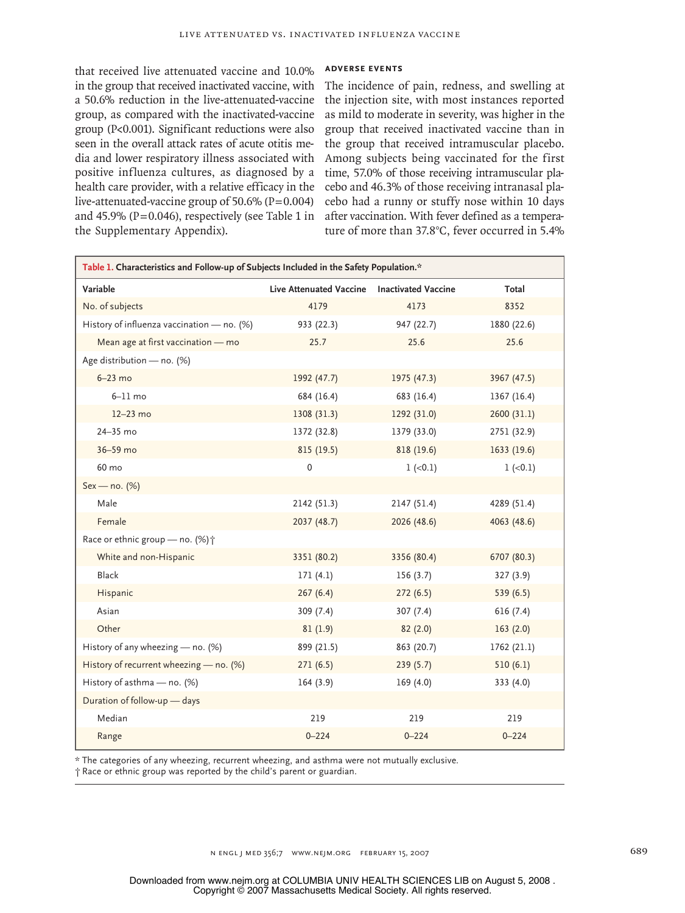that received live attenuated vaccine and 10.0% in the group that received inactivated vaccine, with a 50.6% reduction in the live-attenuated-vaccine group, as compared with the inactivated-vaccine group (P<0.001). Significant reductions were also seen in the overall attack rates of acute otitis media and lower respiratory illness associated with positive influenza cultures, as diagnosed by a health care provider, with a relative efficacy in the live-attenuated-vaccine group of 50.6% (P=0.004) and 45.9% (P=0.046), respectively (see Table 1 in the Supplementary Appendix).

### ADVERSE EVENTS

The incidence of pain, redness, and swelling at the injection site, with most instances reported as mild to moderate in severity, was higher in the group that received inactivated vaccine than in the group that received intramuscular placebo. Among subjects being vaccinated for the first time, 57.0% of those receiving intramuscular placebo and 46.3% of those receiving intranasal placebo had a runny or stuffy nose within 10 days after vaccination. With fever defined as a temperature of more than 37.8°C, fever occurred in 5.4%

**Table 1. Characteristics and Follow-up of Subjects Included in the Safety Population.***

| Variable | Live Attenuated Vaccine | Inactivated Vaccine | Total |
|---|---|---|---|
| No. of subjects | 4179 | 4173 | 8352 |
| History of influenza vaccination — no. (%) | 933 (22.3) | 947 (22.7) | 1880 (22.6) |
| Mean age at first vaccination — mo | 25.7 | 25.6 | 25.6 |
| Age distribution — no. (%) | | | |
| 6–23 mo | 1992 (47.7) | 1975 (47.3) | 3967 (47.5) |
| 6–11 mo | 684 (16.4) | 683 (16.4) | 1367 (16.4) |
| 12–23 mo | 1308 (31.3) | 1292 (31.0) | 2600 (31.1) |
| 24–35 mo | 1372 (32.8) | 1379 (33.0) | 2751 (32.9) |
| 36–59 mo | 815 (19.5) | 818 (19.6) | 1633 (19.6) |
| 60 mo | 0 | 1 (<0.1) | 1 (<0.1) |
| Sex — no. (%) | | | |
| Male | 2142 (51.3) | 2147 (51.4) | 4289 (51.4) |
| Female | 2037 (48.7) | 2026 (48.6) | 4063 (48.6) |
| Race or ethnic group — no. (%)† | | | |
| White and non-Hispanic | 3351 (80.2) | 3356 (80.4) | 6707 (80.3) |
| Black | 171 (4.1) | 156 (3.7) | 327 (3.9) |
| Hispanic | 267 (6.4) | 272 (6.5) | 539 (6.5) |
| Asian | 309 (7.4) | 307 (7.4) | 616 (7.4) |
| Other | 81 (1.9) | 82 (2.0) | 163 (2.0) |
| History of any wheezing — no. (%) | 899 (21.5) | 863 (20.7) | 1762 (21.1) |
| History of recurrent wheezing — no. (%) | 271 (6.5) | 239 (5.7) | 510 (6.1) |
| History of asthma — no. (%) | 164 (3.9) | 169 (4.0) | 333 (4.0) |
| Duration of follow-up — days | | | |
| Median | 219 | 219 | 219 |
| Range | 0–224 | 0–224 | 0–224 |

* The categories of any wheezing, recurrent wheezing, and asthma were not mutually exclusive.
† Race or ethnic group was reported by the child's parent or guardian.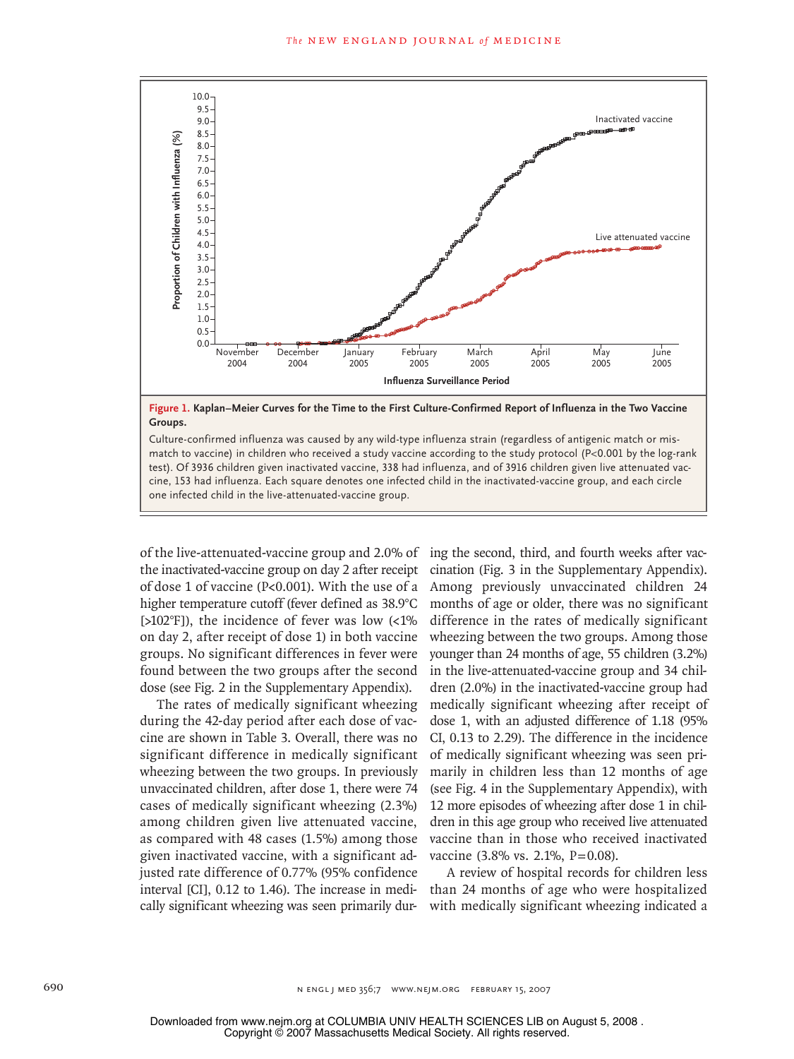**Figure 1. Kaplan–Meier Curves for the Time to the First Culture-Confirmed Report of Influenza in the Two Vaccine Groups.**

Culture-confirmed influenza was caused by any wild-type influenza strain (regardless of antigenic match or mismatch to vaccine) in children who received a study vaccine according to the study protocol (P<0.001 by the log-rank test). Of 3936 children given inactivated vaccine, 338 had influenza, and of 3916 children given live attenuated vaccine, 153 had influenza. Each square denotes one infected child in the inactivated-vaccine group, and each circle one infected child in the live-attenuated-vaccine group.

of the live-attenuated-vaccine group and 2.0% of the inactivated-vaccine group on day 2 after receipt of dose 1 of vaccine (P<0.001). With the use of a higher temperature cutoff (fever defined as 38.9°C [>102°F]), the incidence of fever was low (<1% on day 2, after receipt of dose 1) in both vaccine groups. No significant differences in fever were found between the two groups after the second dose (see Fig. 2 in the Supplementary Appendix).

The rates of medically significant wheezing during the 42-day period after each dose of vaccine are shown in Table 3. Overall, there was no significant difference in medically significant wheezing between the two groups. In previously unvaccinated children, after dose 1, there were 74 cases of medically significant wheezing (2.3%) among children given live attenuated vaccine, as compared with 48 cases (1.5%) among those given inactivated vaccine, with a significant adjusted rate difference of 0.77% (95% confidence interval [CI], 0.12 to 1.46). The increase in medically significant wheezing was seen primarily during the second, third, and fourth weeks after vaccination (Fig. 3 in the Supplementary Appendix). Among previously unvaccinated children 24 months of age or older, there was no significant difference in the rates of medically significant wheezing between the two groups. Among those younger than 24 months of age, 55 children (3.2%) in the live-attenuated-vaccine group and 34 children (2.0%) in the inactivated-vaccine group had medically significant wheezing after receipt of dose 1, with an adjusted difference of 1.18 (95% CI, 0.13 to 2.29). The difference in the incidence of medically significant wheezing was seen primarily in children less than 12 months of age (see Fig. 4 in the Supplementary Appendix), with 12 more episodes of wheezing after dose 1 in children in this age group who received live attenuated vaccine than in those who received inactivated vaccine (3.8% vs. 2.1%, P=0.08).

A review of hospital records for children less than 24 months of age who were hospitalized with medically significant wheezing indicated a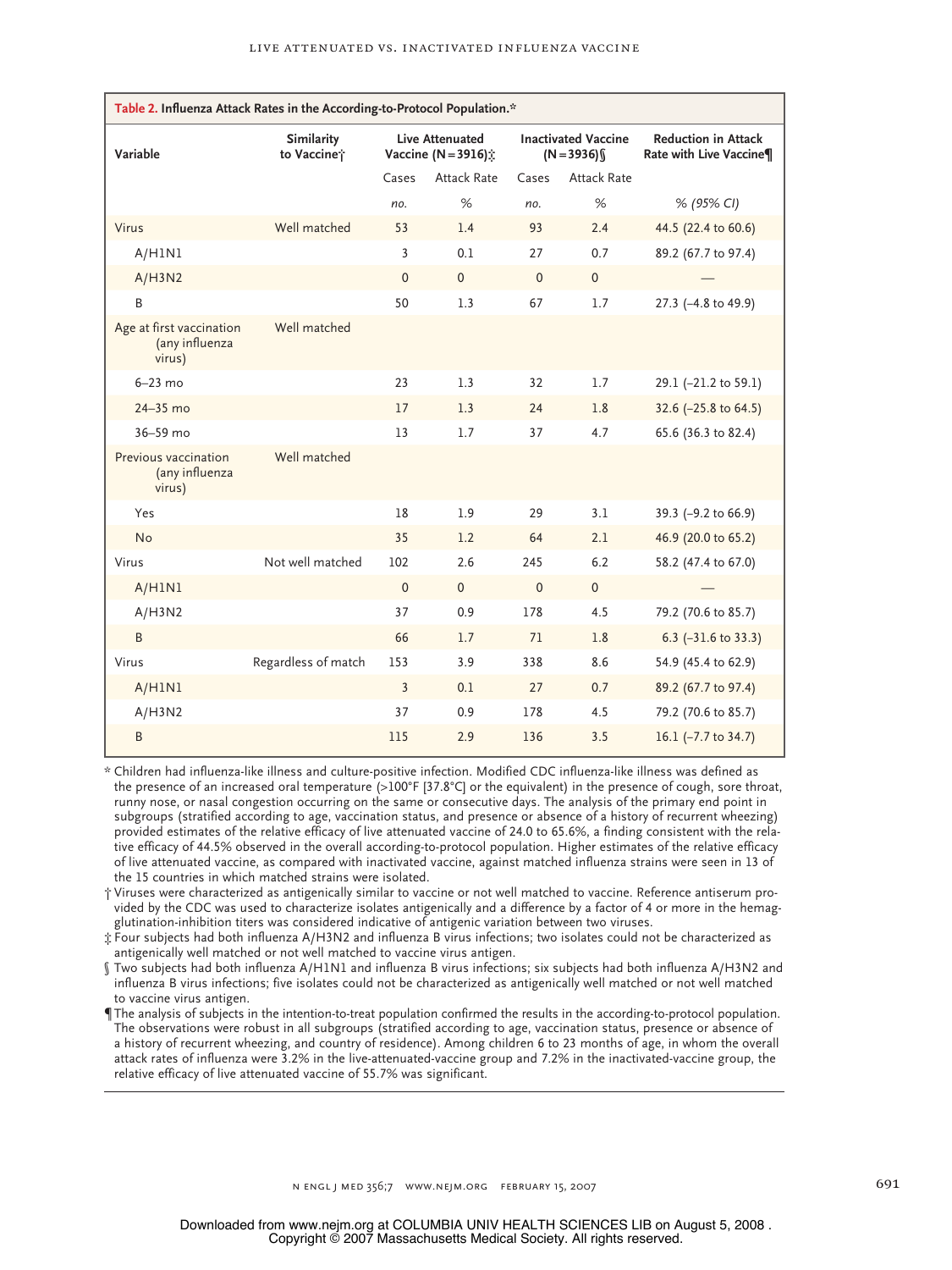**Table 2. Influenza Attack Rates in the According-to-Protocol Population.***

| Variable | Similarity to Vaccine† | Live Attenuated Vaccine (N=3916)‡ | | Inactivated Vaccine (N=3936)§ | | Reduction in Attack Rate with Live Vaccine¶ |
|---|---|---|---|---|---|---|
| | | Cases | Attack Rate | Cases | Attack Rate | |
| | | *no.* | *%* | *no.* | *%* | *% (95% CI)* |
| Virus | Well matched | 53 | 1.4 | 93 | 2.4 | 44.5 (22.4 to 60.6) |
| A/H1N1 | | 3 | 0.1 | 27 | 0.7 | 89.2 (67.7 to 97.4) |
| A/H3N2 | | 0 | 0 | 0 | 0 | — |
| B | | 50 | 1.3 | 67 | 1.7 | 27.3 (−4.8 to 49.9) |
| Age at first vaccination (any influenza virus) | Well matched | | | | | |
| 6–23 mo | | 23 | 1.3 | 32 | 1.7 | 29.1 (−21.2 to 59.1) |
| 24–35 mo | | 17 | 1.3 | 24 | 1.8 | 32.6 (−25.8 to 64.5) |
| 36–59 mo | | 13 | 1.7 | 37 | 4.7 | 65.6 (36.3 to 82.4) |
| Previous vaccination (any influenza virus) | Well matched | | | | | |
| Yes | | 18 | 1.9 | 29 | 3.1 | 39.3 (−9.2 to 66.9) |
| No | | 35 | 1.2 | 64 | 2.1 | 46.9 (20.0 to 65.2) |
| Virus | Not well matched | 102 | 2.6 | 245 | 6.2 | 58.2 (47.4 to 67.0) |
| A/H1N1 | | 0 | 0 | 0 | 0 | — |
| A/H3N2 | | 37 | 0.9 | 178 | 4.5 | 79.2 (70.6 to 85.7) |
| B | | 66 | 1.7 | 71 | 1.8 | 6.3 (−31.6 to 33.3) |
| Virus | Regardless of match | 153 | 3.9 | 338 | 8.6 | 54.9 (45.4 to 62.9) |
| A/H1N1 | | 3 | 0.1 | 27 | 0.7 | 89.2 (67.7 to 97.4) |
| A/H3N2 | | 37 | 0.9 | 178 | 4.5 | 79.2 (70.6 to 85.7) |
| B | | 115 | 2.9 | 136 | 3.5 | 16.1 (−7.7 to 34.7) |

\* Children had influenza-like illness and culture-positive infection. Modified CDC influenza-like illness was defined as the presence of an increased oral temperature (>100°F [37.8°C] or the equivalent) in the presence of cough, sore throat, runny nose, or nasal congestion occurring on the same or consecutive days. The analysis of the primary end point in subgroups (stratified according to age, vaccination status, and presence or absence of a history of recurrent wheezing) provided estimates of the relative efficacy of live attenuated vaccine of 24.0 to 65.6%, a finding consistent with the relative efficacy of 44.5% observed in the overall according-to-protocol population. Higher estimates of the relative efficacy of live attenuated vaccine, as compared with inactivated vaccine, against matched influenza strains were seen in 13 of the 15 countries in which matched strains were isolated.

† Viruses were characterized as antigenically similar to vaccine or not well matched to vaccine. Reference antiserum provided by the CDC was used to characterize isolates antigenically and a difference by a factor of 4 or more in the hemagglutination-inhibition titers was considered indicative of antigenic variation between two viruses.

‡ Four subjects had both influenza A/H3N2 and influenza B virus infections; two isolates could not be characterized as antigenically well matched or not well matched to vaccine virus antigen.

§ Two subjects had both influenza A/H1N1 and influenza B virus infections; six subjects had both influenza A/H3N2 and influenza B virus infections; five isolates could not be characterized as antigenically well matched or not well matched to vaccine virus antigen.

¶ The analysis of subjects in the intention-to-treat population confirmed the results in the according-to-protocol population. The observations were robust in all subgroups (stratified according to age, vaccination status, presence or absence of a history of recurrent wheezing, and country of residence). Among children 6 to 23 months of age, in whom the overall attack rates of influenza were 3.2% in the live-attenuated-vaccine group and 7.2% in the inactivated-vaccine group, the relative efficacy of live attenuated vaccine of 55.7% was significant.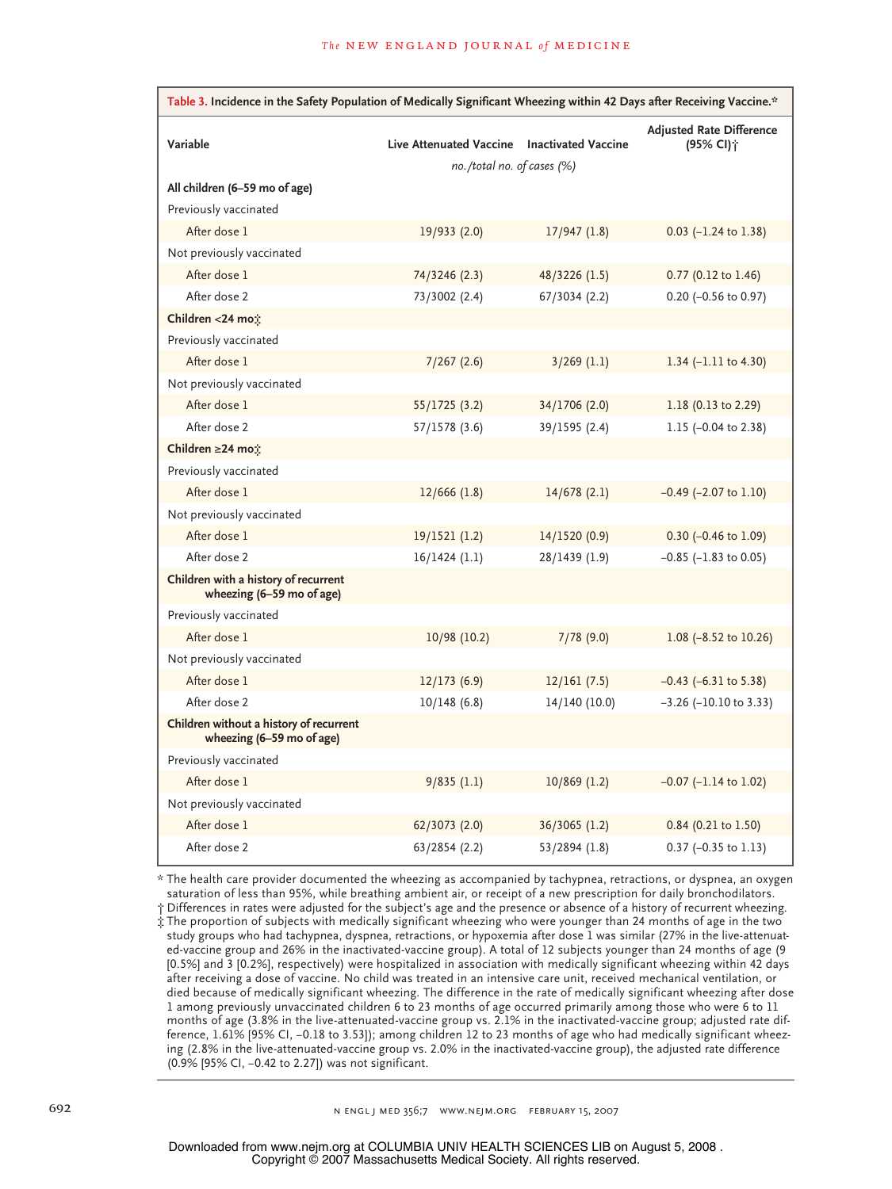**Table 3. Incidence in the Safety Population of Medically Significant Wheezing within 42 Days after Receiving Vaccine.***

| Variable | Live Attenuated Vaccine | Inactivated Vaccine | Adjusted Rate Difference (95% CI)† |
|---|---|---|---|
| | *no./total no. of cases (%)* | | |
| **All children (6–59 mo of age)** | | | |
| Previously vaccinated | | | |
| After dose 1 | 19/933 (2.0) | 17/947 (1.8) | 0.03 (−1.24 to 1.38) |
| Not previously vaccinated | | | |
| After dose 1 | 74/3246 (2.3) | 48/3226 (1.5) | 0.77 (0.12 to 1.46) |
| After dose 2 | 73/3002 (2.4) | 67/3034 (2.2) | 0.20 (−0.56 to 0.97) |
| **Children <24 mo‡** | | | |
| Previously vaccinated | | | |
| After dose 1 | 7/267 (2.6) | 3/269 (1.1) | 1.34 (−1.11 to 4.30) |
| Not previously vaccinated | | | |
| After dose 1 | 55/1725 (3.2) | 34/1706 (2.0) | 1.18 (0.13 to 2.29) |
| After dose 2 | 57/1578 (3.6) | 39/1595 (2.4) | 1.15 (−0.04 to 2.38) |
| **Children ≥24 mo‡** | | | |
| Previously vaccinated | | | |
| After dose 1 | 12/666 (1.8) | 14/678 (2.1) | −0.49 (−2.07 to 1.10) |
| Not previously vaccinated | | | |
| After dose 1 | 19/1521 (1.2) | 14/1520 (0.9) | 0.30 (−0.46 to 1.09) |
| After dose 2 | 16/1424 (1.1) | 28/1439 (1.9) | −0.85 (−1.83 to 0.05) |
| **Children with a history of recurrent wheezing (6–59 mo of age)** | | | |
| Previously vaccinated | | | |
| After dose 1 | 10/98 (10.2) | 7/78 (9.0) | 1.08 (−8.52 to 10.26) |
| Not previously vaccinated | | | |
| After dose 1 | 12/173 (6.9) | 12/161 (7.5) | −0.43 (−6.31 to 5.38) |
| After dose 2 | 10/148 (6.8) | 14/140 (10.0) | −3.26 (−10.10 to 3.33) |
| **Children without a history of recurrent wheezing (6–59 mo of age)** | | | |
| Previously vaccinated | | | |
| After dose 1 | 9/835 (1.1) | 10/869 (1.2) | −0.07 (−1.14 to 1.02) |
| Not previously vaccinated | | | |
| After dose 1 | 62/3073 (2.0) | 36/3065 (1.2) | 0.84 (0.21 to 1.50) |
| After dose 2 | 63/2854 (2.2) | 53/2894 (1.8) | 0.37 (−0.35 to 1.13) |

\* The health care provider documented the wheezing as accompanied by tachypnea, retractions, or dyspnea, an oxygen saturation of less than 95%, while breathing ambient air, or receipt of a new prescription for daily bronchodilators.

† Differences in rates were adjusted for the subject's age and the presence or absence of a history of recurrent wheezing.

‡ The proportion of subjects with medically significant wheezing who were younger than 24 months of age in the two study groups who had tachypnea, dyspnea, retractions, or hypoxemia after dose 1 was similar (27% in the live-attenuated-vaccine group and 26% in the inactivated-vaccine group). A total of 12 subjects younger than 24 months of age (9 [0.5%] and 3 [0.2%], respectively) were hospitalized in association with medically significant wheezing within 42 days after receiving a dose of vaccine. No child was treated in an intensive care unit, received mechanical ventilation, or died because of medically significant wheezing. The difference in the rate of medically significant wheezing after dose 1 among previously unvaccinated children 6 to 23 months of age occurred primarily among those who were 6 to 11 months of age (3.8% in the live-attenuated-vaccine group vs. 2.1% in the inactivated-vaccine group; adjusted rate difference, 1.61% [95% CI, −0.18 to 3.53]); among children 12 to 23 months of age who had medically significant wheezing (2.8% in the live-attenuated-vaccine group vs. 2.0% in the inactivated-vaccine group), the adjusted rate difference (0.9% [95% CI, −0.42 to 2.27]) was not significant.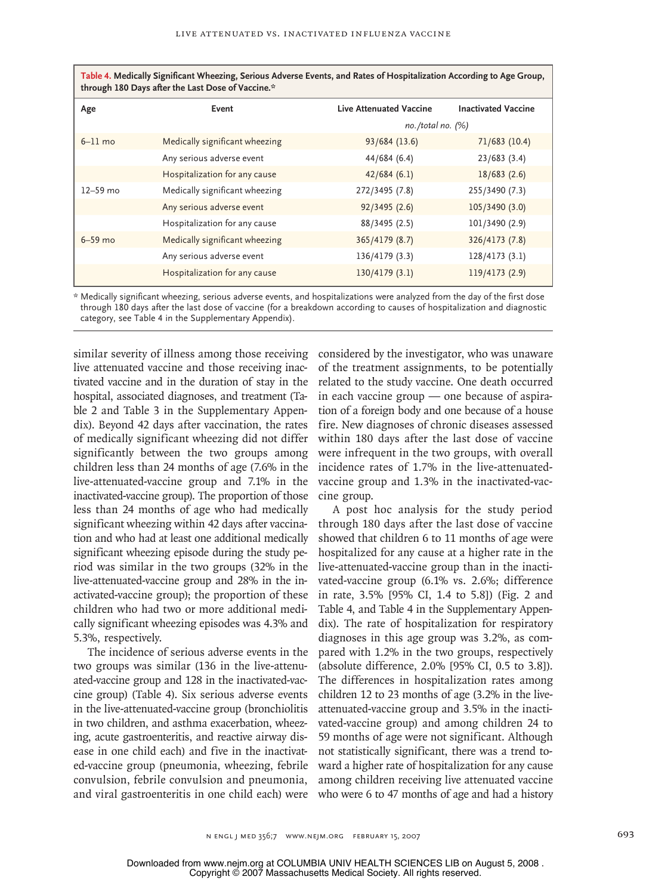**Table 4. Medically Significant Wheezing, Serious Adverse Events, and Rates of Hospitalization According to Age Group, through 180 Days after the Last Dose of Vaccine.***

| Age | Event | Live Attenuated Vaccine | Inactivated Vaccine |
|---|---|---|---|
| | | *no./total no. (%)* | |
| 6–11 mo | Medically significant wheezing | 93/684 (13.6) | 71/683 (10.4) |
| | Any serious adverse event | 44/684 (6.4) | 23/683 (3.4) |
| | Hospitalization for any cause | 42/684 (6.1) | 18/683 (2.6) |
| 12–59 mo | Medically significant wheezing | 272/3495 (7.8) | 255/3490 (7.3) |
| | Any serious adverse event | 92/3495 (2.6) | 105/3490 (3.0) |
| | Hospitalization for any cause | 88/3495 (2.5) | 101/3490 (2.9) |
| 6–59 mo | Medically significant wheezing | 365/4179 (8.7) | 326/4173 (7.8) |
| | Any serious adverse event | 136/4179 (3.3) | 128/4173 (3.1) |
| | Hospitalization for any cause | 130/4179 (3.1) | 119/4173 (2.9) |

\* Medically significant wheezing, serious adverse events, and hospitalizations were analyzed from the day of the first dose through 180 days after the last dose of vaccine (for a breakdown according to causes of hospitalization and diagnostic category, see Table 4 in the Supplementary Appendix).

similar severity of illness among those receiving live attenuated vaccine and those receiving inactivated vaccine and in the duration of stay in the hospital, associated diagnoses, and treatment (Table 2 and Table 3 in the Supplementary Appendix). Beyond 42 days after vaccination, the rates of medically significant wheezing did not differ significantly between the two groups among children less than 24 months of age (7.6% in the live-attenuated-vaccine group and 7.1% in the inactivated-vaccine group). The proportion of those less than 24 months of age who had medically significant wheezing within 42 days after vaccination and who had at least one additional medically significant wheezing episode during the study period was similar in the two groups (32% in the live-attenuated-vaccine group and 28% in the inactivated-vaccine group); the proportion of these children who had two or more additional medically significant wheezing episodes was 4.3% and 5.3%, respectively.

The incidence of serious adverse events in the two groups was similar (136 in the live-attenuated-vaccine group and 128 in the inactivated-vaccine group) (Table 4). Six serious adverse events in the live-attenuated-vaccine group (bronchiolitis in two children, and asthma exacerbation, wheezing, acute gastroenteritis, and reactive airway disease in one child each) and five in the inactivated-vaccine group (pneumonia, wheezing, febrile convulsion, febrile convulsion and pneumonia, and viral gastroenteritis in one child each) were considered by the investigator, who was unaware of the treatment assignments, to be potentially related to the study vaccine. One death occurred in each vaccine group — one because of aspiration of a foreign body and one because of a house fire. New diagnoses of chronic diseases assessed within 180 days after the last dose of vaccine were infrequent in the two groups, with overall incidence rates of 1.7% in the live-attenuated-vaccine group and 1.3% in the inactivated-vaccine group.

A post hoc analysis for the study period through 180 days after the last dose of vaccine showed that children 6 to 11 months of age were hospitalized for any cause at a higher rate in the live-attenuated-vaccine group than in the inactivated-vaccine group (6.1% vs. 2.6%; difference in rate, 3.5% [95% CI, 1.4 to 5.8]) (Fig. 2 and Table 4, and Table 4 in the Supplementary Appendix). The rate of hospitalization for respiratory diagnoses in this age group was 3.2%, as compared with 1.2% in the two groups, respectively (absolute difference, 2.0% [95% CI, 0.5 to 3.8]). The differences in hospitalization rates among children 12 to 23 months of age (3.2% in the live-attenuated-vaccine group and 3.5% in the inactivated-vaccine group) and among children 24 to 59 months of age were not significant. Although not statistically significant, there was a trend toward a higher rate of hospitalization for any cause among children receiving live attenuated vaccine who were 6 to 47 months of age and had a history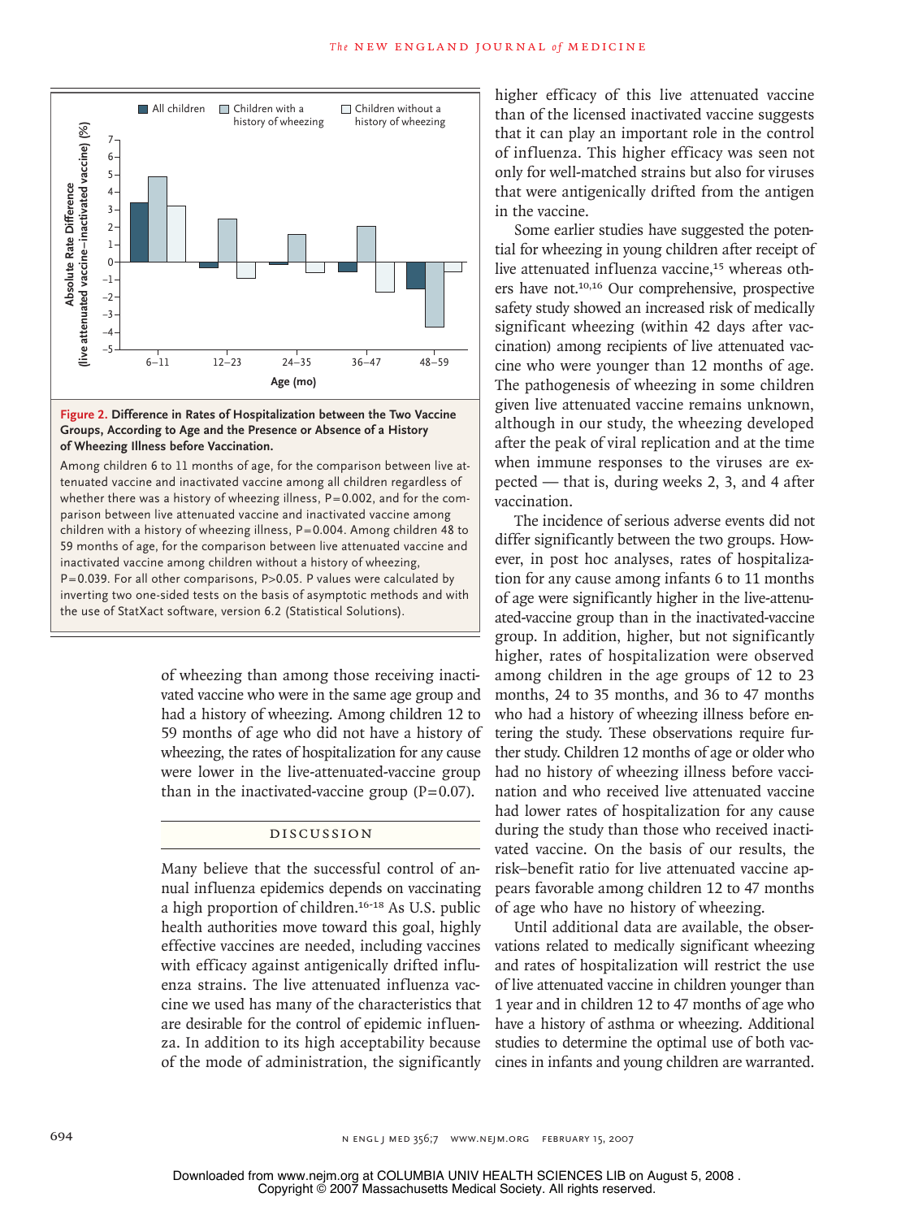**Figure 2. Difference in Rates of Hospitalization between the Two Vaccine Groups, According to Age and the Presence or Absence of a History of Wheezing Illness before Vaccination.**

Among children 6 to 11 months of age, for the comparison between live attenuated vaccine and inactivated vaccine among all children regardless of whether there was a history of wheezing illness, P=0.002, and for the comparison between live attenuated vaccine and inactivated vaccine among children with a history of wheezing illness, P=0.004. Among children 48 to 59 months of age, for the comparison between live attenuated vaccine and inactivated vaccine among children without a history of wheezing, P=0.039. For all other comparisons, P>0.05. P values were calculated by inverting two one-sided tests on the basis of asymptotic methods and with the use of StatXact software, version 6.2 (Statistical Solutions).

of wheezing than among those receiving inactivated vaccine who were in the same age group and had a history of wheezing. Among children 12 to 59 months of age who did not have a history of wheezing, the rates of hospitalization for any cause were lower in the live-attenuated-vaccine group than in the inactivated-vaccine group (P=0.07).

## DISCUSSION

Many believe that the successful control of annual influenza epidemics depends on vaccinating a high proportion of children.[16-18] As U.S. public health authorities move toward this goal, highly effective vaccines are needed, including vaccines with efficacy against antigenically drifted influenza strains. The live attenuated influenza vaccine we used has many of the characteristics that are desirable for the control of epidemic influenza. In addition to its high acceptability because of the mode of administration, the significantly higher efficacy of this live attenuated vaccine than of the licensed inactivated vaccine suggests that it can play an important role in the control of influenza. This higher efficacy was seen not only for well-matched strains but also for viruses that were antigenically drifted from the antigen in the vaccine.

Some earlier studies have suggested the potential for wheezing in young children after receipt of live attenuated influenza vaccine,[15] whereas others have not.[10,16] Our comprehensive, prospective safety study showed an increased risk of medically significant wheezing (within 42 days after vaccination) among recipients of live attenuated vaccine who were younger than 12 months of age. The pathogenesis of wheezing in some children given live attenuated vaccine remains unknown, although in our study, the wheezing developed after the peak of viral replication and at the time when immune responses to the viruses are expected — that is, during weeks 2, 3, and 4 after vaccination.

The incidence of serious adverse events did not differ significantly between the two groups. However, in post hoc analyses, rates of hospitalization for any cause among infants 6 to 11 months of age were significantly higher in the live-attenuated-vaccine group than in the inactivated-vaccine group. In addition, higher, but not significantly higher, rates of hospitalization were observed among children in the age groups of 12 to 23 months, 24 to 35 months, and 36 to 47 months who had a history of wheezing illness before entering the study. These observations require further study. Children 12 months of age or older who had no history of wheezing illness before vaccination and who received live attenuated vaccine had lower rates of hospitalization for any cause during the study than those who received inactivated vaccine. On the basis of our results, the risk–benefit ratio for live attenuated vaccine appears favorable among children 12 to 47 months of age who have no history of wheezing.

Until additional data are available, the observations related to medically significant wheezing and rates of hospitalization will restrict the use of live attenuated vaccine in children younger than 1 year and in children 12 to 47 months of age who have a history of asthma or wheezing. Additional studies to determine the optimal use of both vaccines in infants and young children are warranted.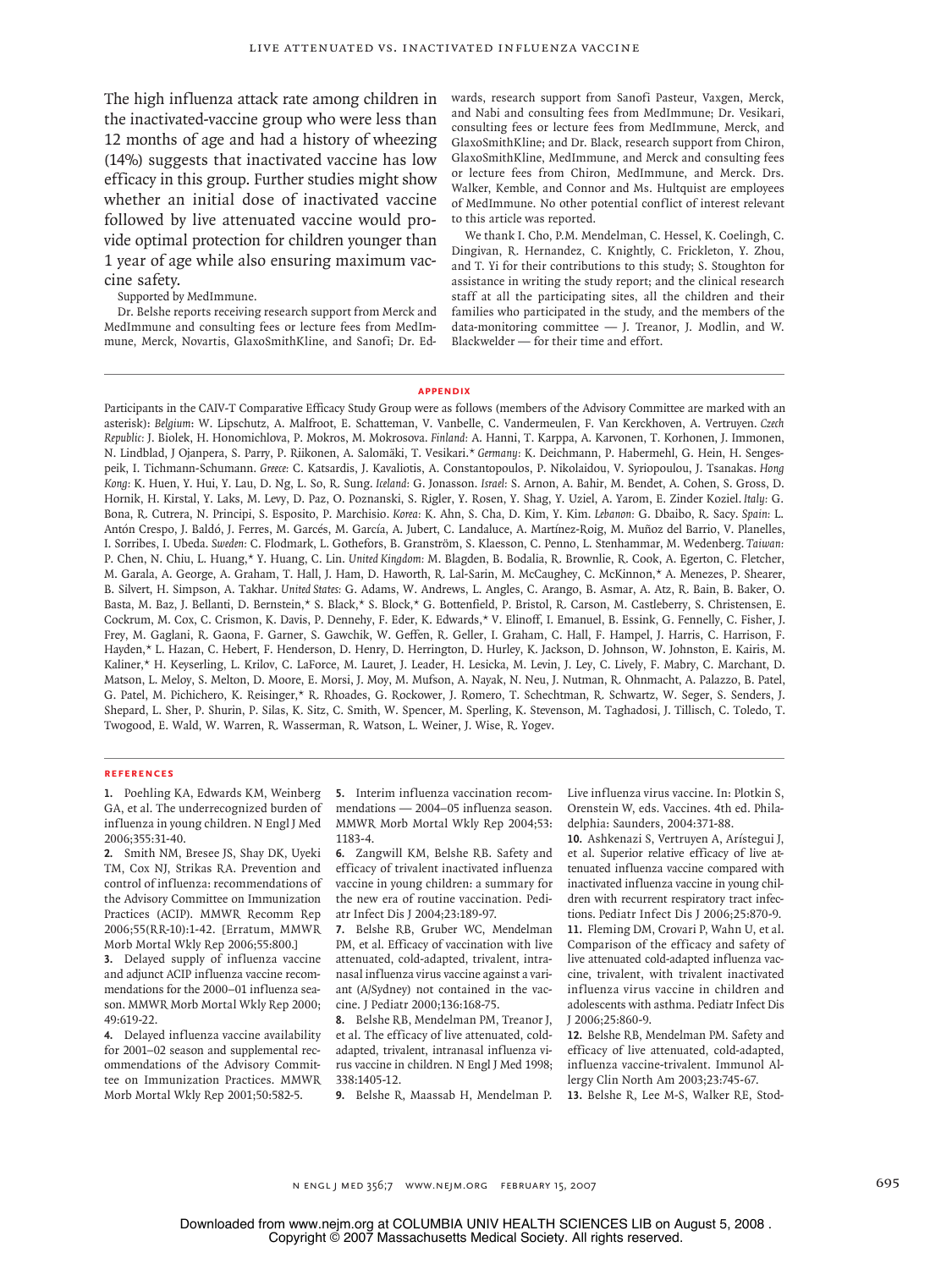The high influenza attack rate among children in the inactivated-vaccine group who were less than 12 months of age and had a history of wheezing (14%) suggests that inactivated vaccine has low efficacy in this group. Further studies might show whether an initial dose of inactivated vaccine followed by live attenuated vaccine would provide optimal protection for children younger than 1 year of age while also ensuring maximum vaccine safety.

Supported by MedImmune.

Dr. Belshe reports receiving research support from Merck and MedImmune and consulting fees or lecture fees from MedImmune, Merck, Novartis, GlaxoSmithKline, and Sanofi; Dr. Edwards, research support from Sanofi Pasteur, Vaxgen, Merck, and Nabi and consulting fees from MedImmune; Dr. Vesikari, consulting fees or lecture fees from MedImmune, Merck, and GlaxoSmithKline; and Dr. Black, research support from Chiron, GlaxoSmithKline, MedImmune, and Merck and consulting fees or lecture fees from Chiron, MedImmune, and Merck. Drs. Walker, Kemble, and Connor and Ms. Hultquist are employees of MedImmune. No other potential conflict of interest relevant to this article was reported.

We thank I. Cho, P.M. Mendelman, C. Hessel, K. Coelingh, C. Dingivan, R. Hernandez, C. Knightly, C. Frickleton, Y. Zhou, and T. Yi for their contributions to this study; S. Stoughton for assistance in writing the study report; and the clinical research staff at all the participating sites, all the children and their families who participated in the study, and the members of the data-monitoring committee — J. Treanor, J. Modlin, and W. Blackwelder — for their time and effort.

## APPENDIX

Participants in the CAIV-T Comparative Efficacy Study Group were as follows (members of the Advisory Committee are marked with an asterisk): *Belgium:* W. Lipschutz, A. Malfroot, E. Schatteman, V. Vanbelle, C. Vandermeulen, F. Van Kerckhoven, A. Vertruyen. *Czech Republic:* J. Biolek, H. Honomichlova, P. Mokros, M. Mokrosova. *Finland:* A. Hanni, T. Karppa, A. Karvonen, T. Korhonen, J. Immonen, N. Lindblad, J Ojanpera, S. Parry, P. Riikonen, A. Salomäki, T. Vesikari.* *Germany:* K. Deichmann, P. Habermehl, G. Hein, H. Sengespeik, I. Tichmann-Schumann. *Greece:* C. Katsardis, J. Kavaliotis, A. Constantopoulos, P. Nikolaidou, V. Syriopoulou, J. Tsanakas. *Hong Kong:* K. Huen, Y. Hui, Y. Lau, D. Ng, L. So, R. Sung. *Iceland:* G. Jonasson. *Israel:* S. Arnon, A. Bahir, M. Bendet, A. Cohen, S. Gross, D. Hornik, H. Kirstal, Y. Laks, M. Levy, D. Paz, O. Poznanski, S. Rigler, Y. Rosen, Y. Shag, Y. Uziel, A. Yarom, E. Zinder Koziel. *Italy:* G. Bona, R. Cutrera, N. Principi, S. Esposito, P. Marchisio. *Korea:* K. Ahn, S. Cha, D. Kim, Y. Kim. *Lebanon:* G. Dbaibo, R. Sacy. *Spain:* L. Antón Crespo, J. Baldó, J. Ferres, M. Garcés, M. García, A. Jubert, C. Landaluce, A. Martínez-Roig, M. Muñoz del Barrio, V. Planelles, I. Sorribes, I. Ubeda. *Sweden:* C. Flodmark, L. Gothefors, B. Granström, S. Klaesson, C. Penno, L. Stenhammar, M. Wedenberg. *Taiwan:* P. Chen, N. Chiu, L. Huang,* Y. Huang, C. Lin. *United Kingdom:* M. Blagden, B. Bodalia, R. Brownlie, R. Cook, A. Egerton, C. Fletcher, M. Garala, A. George, A. Graham, T. Hall, J. Ham, D. Haworth, R. Lal-Sarin, M. McCaughey, C. McKinnon,* A. Menezes, P. Shearer, B. Silvert, H. Simpson, A. Takhar. *United States:* G. Adams, W. Andrews, L. Angles, C. Arango, B. Asmar, A. Atz, R. Bain, B. Baker, O. Basta, M. Baz, J. Bellanti, D. Bernstein,* S. Black,* S. Block,* G. Bottenfield, P. Bristol, R. Carson, M. Castleberry, S. Christensen, E. Cockrum, M. Cox, C. Crismon, K. Davis, P. Dennehy, F. Eder, K. Edwards,* V. Elinoff, I. Emanuel, B. Essink, G. Fennelly, C. Fisher, J. Frey, M. Gaglani, R. Gaona, F. Garner, S. Gawchik, W. Geffen, R. Geller, I. Graham, C. Hall, F. Hampel, J. Harris, C. Harrison, F. Hayden,* L. Hazan, C. Hebert, F. Henderson, D. Henry, D. Herrington, D. Hurley, K. Jackson, D. Johnson, W. Johnston, E. Kairis, M. Kaliner,* H. Keyserling, L. Krilov, C. LaForce, M. Lauret, J. Leader, H. Lesicka, M. Levin, J. Ley, C. Lively, F. Mabry, C. Marchant, D. Matson, L. Meloy, S. Melton, D. Moore, E. Morsi, J. Moy, M. Mufson, A. Nayak, N. Neu, J. Nutman, R. Ohnmacht, A. Palazzo, B. Patel, G. Patel, M. Pichichero, K. Reisinger,* R. Rhoades, G. Rockower, J. Romero, T. Schechtman, R. Schwartz, W. Seger, S. Senders, J. Shepard, L. Sher, P. Shurin, P. Silas, K. Sitz, C. Smith, W. Spencer, M. Sperling, K. Stevenson, M. Taghadosi, J. Tillisch, C. Toledo, T. Twogood, E. Wald, W. Warren, R. Wasserman, R. Watson, L. Weiner, J. Wise, R. Yogev.

## REFERENCES

1. Poehling KA, Edwards KM, Weinberg GA, et al. The underrecognized burden of influenza in young children. N Engl J Med 2006;355:31-40.
2. Smith NM, Bresee JS, Shay DK, Uyeki TM, Cox NJ, Strikas RA. Prevention and control of influenza: recommendations of the Advisory Committee on Immunization Practices (ACIP). MMWR Recomm Rep 2006;55(RR-10):1-42. [Erratum, MMWR Morb Mortal Wkly Rep 2006;55:800.]
3. Delayed supply of influenza vaccine and adjunct ACIP influenza vaccine recommendations for the 2000–01 influenza season. MMWR Morb Mortal Wkly Rep 2000; 49:619-22.
4. Delayed influenza vaccine availability for 2001–02 season and supplemental recommendations of the Advisory Committee on Immunization Practices. MMWR Morb Mortal Wkly Rep 2001;50:582-5.
5. Interim influenza vaccination recommendations — 2004–05 influenza season. MMWR Morb Mortal Wkly Rep 2004;53: 1183-4.
6. Zangwill KM, Belshe RB. Safety and efficacy of trivalent inactivated influenza vaccine in young children: a summary for the new era of routine vaccination. Pediatr Infect Dis J 2004;23:189-97.
7. Belshe RB, Gruber WC, Mendelman PM, et al. Efficacy of vaccination with live attenuated, cold-adapted, trivalent, intranasal influenza virus vaccine against a variant (A/Sydney) not contained in the vaccine. J Pediatr 2000;136:168-75.
8. Belshe RB, Mendelman PM, Treanor J, et al. The efficacy of live attenuated, cold-adapted, trivalent, intranasal influenza virus vaccine in children. N Engl J Med 1998; 338:1405-12.
9. Belshe R, Maassab H, Mendelman P. Live influenza virus vaccine. In: Plotkin S, Orenstein W, eds. Vaccines. 4th ed. Philadelphia: Saunders, 2004:371-88.
10. Ashkenazi S, Vertruyen A, Arístegui J, et al. Superior relative efficacy of live attenuated influenza vaccine compared with inactivated influenza vaccine in young children with recurrent respiratory tract infections. Pediatr Infect Dis J 2006;25:870-9.
11. Fleming DM, Crovari P, Wahn U, et al. Comparison of the efficacy and safety of live attenuated cold-adapted influenza vaccine, trivalent, with trivalent inactivated influenza virus vaccine in children and adolescents with asthma. Pediatr Infect Dis J 2006;25:860-9.
12. Belshe RB, Mendelman PM. Safety and efficacy of live attenuated, cold-adapted, influenza vaccine-trivalent. Immunol Allergy Clin North Am 2003;23:745-67.
13. Belshe R, Lee M-S, Walker RE, Stod-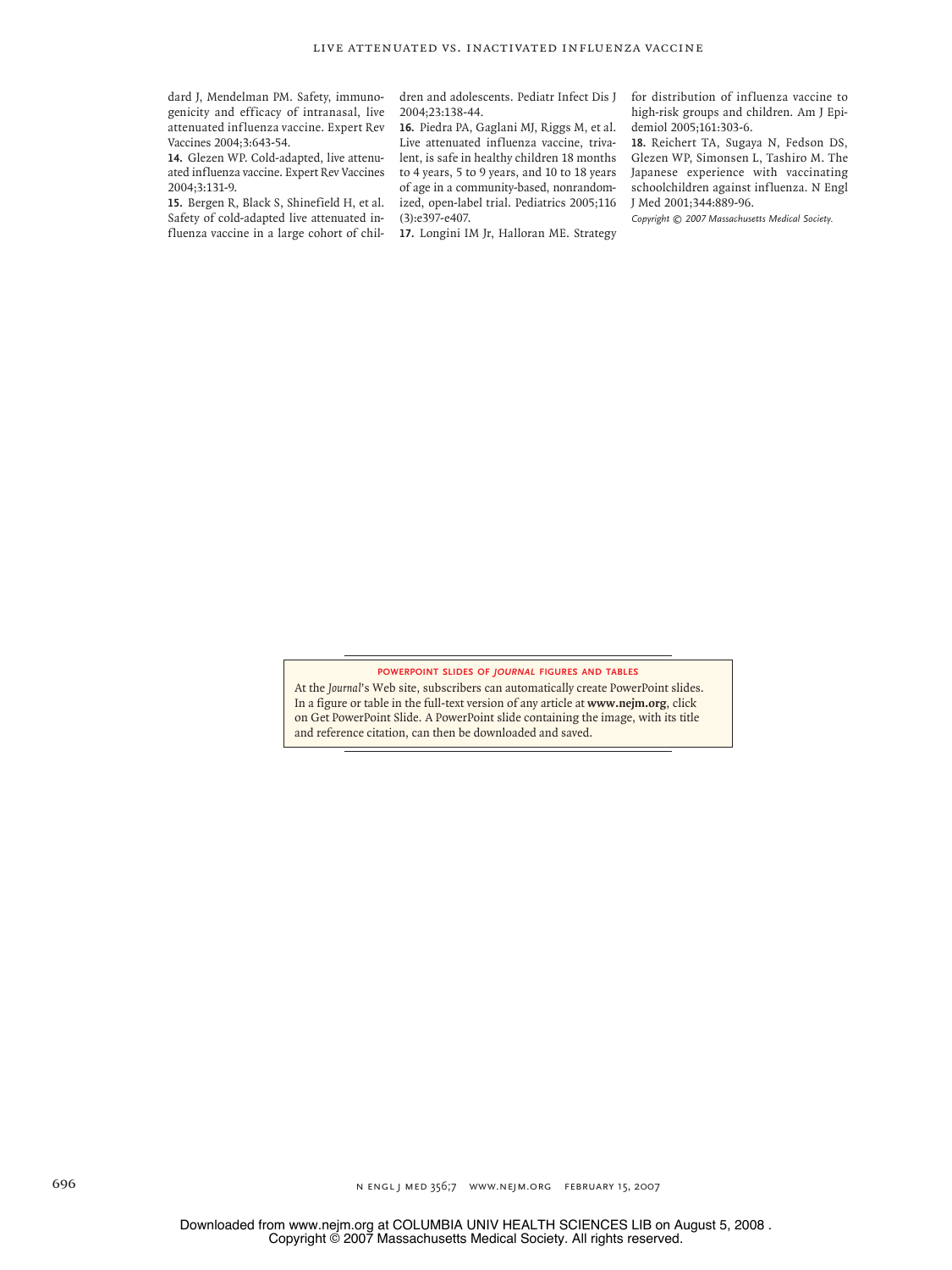dard J, Mendelman PM. Safety, immunogenicity and efficacy of intranasal, live attenuated influenza vaccine. Expert Rev Vaccines 2004;3:643-54.

**14.** Glezen WP. Cold-adapted, live attenuated influenza vaccine. Expert Rev Vaccines 2004;3:131-9.

**15.** Bergen R, Black S, Shinefield H, et al. Safety of cold-adapted live attenuated influenza vaccine in a large cohort of children and adolescents. Pediatr Infect Dis J 2004;23:138-44.

**16.** Piedra PA, Gaglani MJ, Riggs M, et al. Live attenuated influenza vaccine, trivalent, is safe in healthy children 18 months to 4 years, 5 to 9 years, and 10 to 18 years of age in a community-based, nonrandomized, open-label trial. Pediatrics 2005;116(3):e397-e407.

**17.** Longini IM Jr, Halloran ME. Strategy for distribution of influenza vaccine to high-risk groups and children. Am J Epidemiol 2005;161:303-6.

**18.** Reichert TA, Sugaya N, Fedson DS, Glezen WP, Simonsen L, Tashiro M. The Japanese experience with vaccinating schoolchildren against influenza. N Engl J Med 2001;344:889-96.

*Copyright © 2007 Massachusetts Medical Society.*

**POWERPOINT SLIDES OF *JOURNAL* FIGURES AND TABLES**

At the *Journal*'s Web site, subscribers can automatically create PowerPoint slides. In a figure or table in the full-text version of any article at **www.nejm.org**, click on Get PowerPoint Slide. A PowerPoint slide containing the image, with its title and reference citation, can then be downloaded and saved.